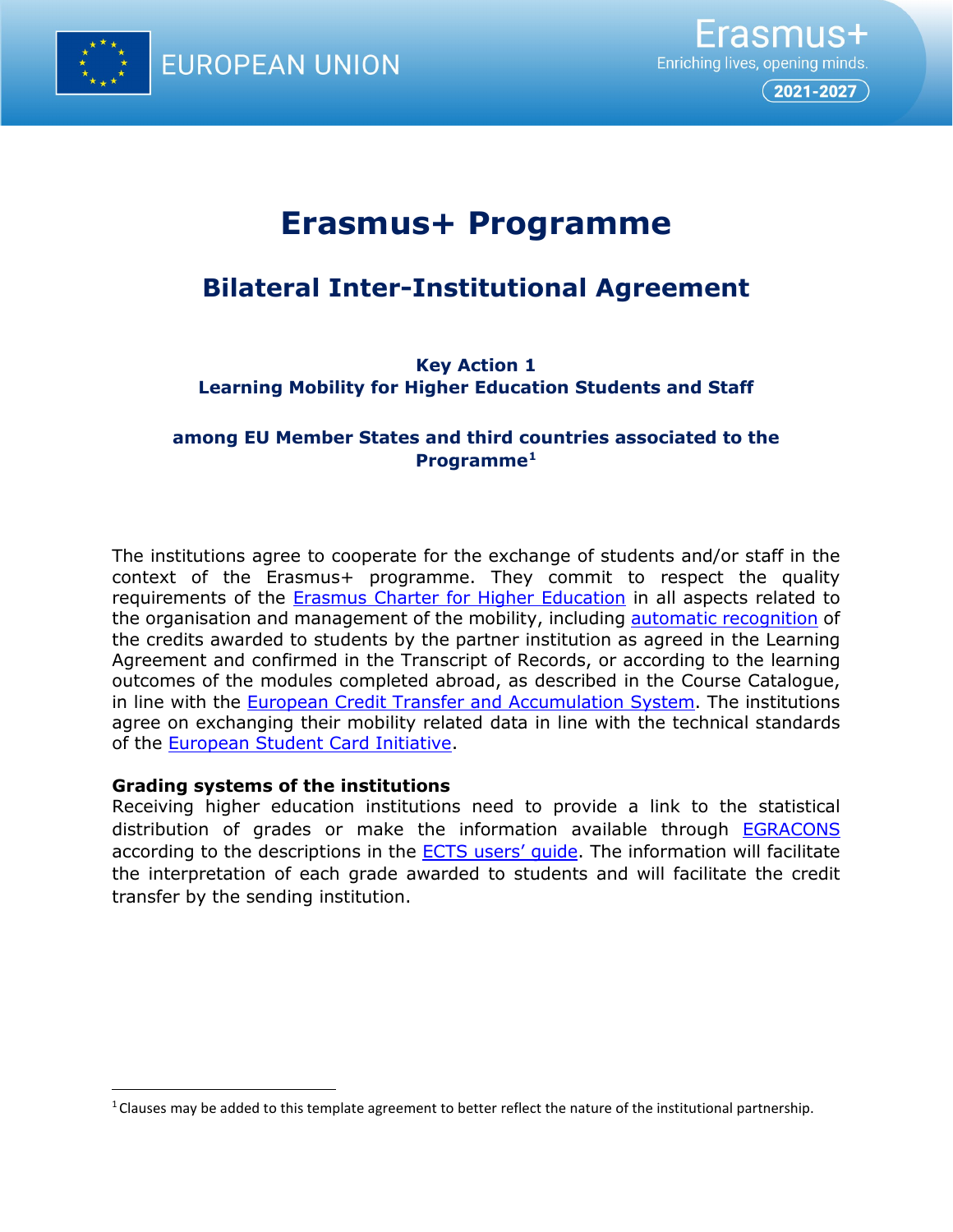EUROPEAN UNION

Erasmus+
Enriching lives, opening minds.
2021-2027

# Erasmus+ Programme

## Bilateral Inter-Institutional Agreement

**Key Action 1**
**Learning Mobility for Higher Education Students and Staff**

**among EU Member States and third countries associated to the Programme[1]**

The institutions agree to cooperate for the exchange of students and/or staff in the context of the Erasmus+ programme. They commit to respect the quality requirements of the Erasmus Charter for Higher Education in all aspects related to the organisation and management of the mobility, including automatic recognition of the credits awarded to students by the partner institution as agreed in the Learning Agreement and confirmed in the Transcript of Records, or according to the learning outcomes of the modules completed abroad, as described in the Course Catalogue, in line with the European Credit Transfer and Accumulation System. The institutions agree on exchanging their mobility related data in line with the technical standards of the European Student Card Initiative.

**Grading systems of the institutions**
Receiving higher education institutions need to provide a link to the statistical distribution of grades or make the information available through EGRACONS according to the descriptions in the ECTS users' guide. The information will facilitate the interpretation of each grade awarded to students and will facilitate the credit transfer by the sending institution.

[1] Clauses may be added to this template agreement to better reflect the nature of the institutional partnership.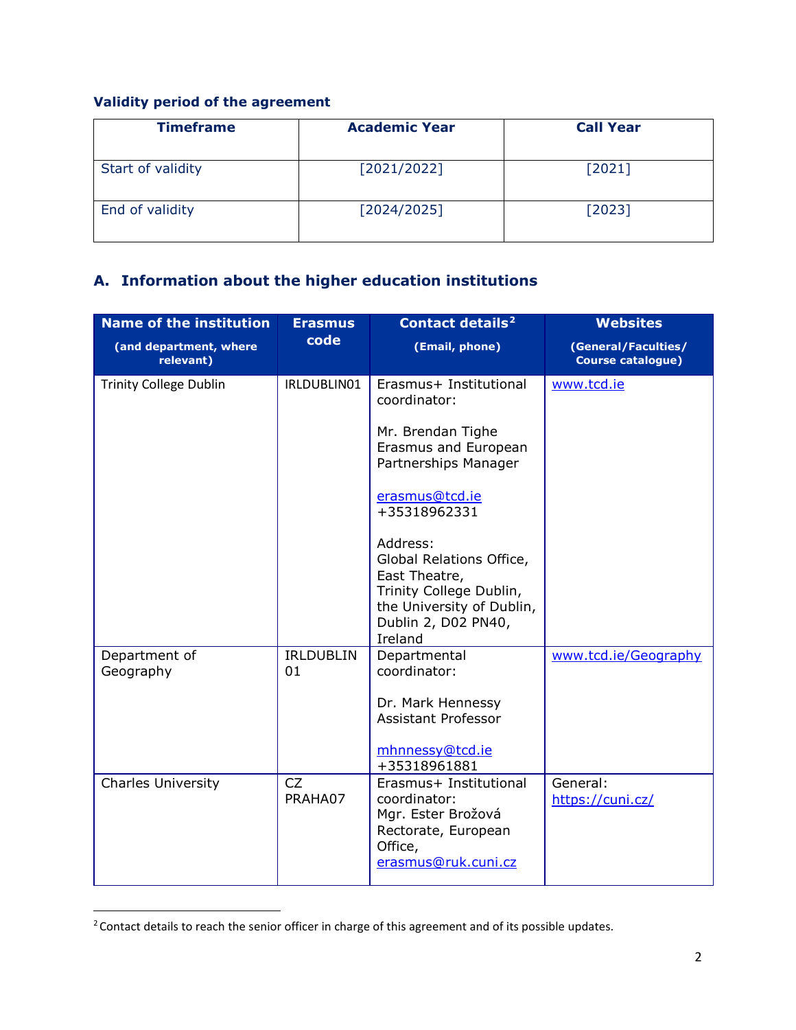**Validity period of the agreement**

| Timeframe | Academic Year | Call Year |
|---|---|---|
| Start of validity | [2021/2022] | [2021] |
| End of validity | [2024/2025] | [2023] |

## A. Information about the higher education institutions

| Name of the institution (and department, where relevant) | Erasmus code | Contact details[2] (Email, phone) | Websites (General/Faculties/ Course catalogue) |
|---|---|---|---|
| Trinity College Dublin | IRLDUBLIN01 | Erasmus+ Institutional coordinator: Mr. Brendan Tighe Erasmus and European Partnerships Manager erasmus@tcd.ie +35318962331 Address: Global Relations Office, East Theatre, Trinity College Dublin, the University of Dublin, Dublin 2, D02 PN40, Ireland | www.tcd.ie |
| Department of Geography | IRLDUBLIN 01 | Departmental coordinator: Dr. Mark Hennessy Assistant Professor mhnnessy@tcd.ie +35318961881 | www.tcd.ie/Geography |
| Charles University | CZ PRAHA07 | Erasmus+ Institutional coordinator: Mgr. Ester Brožová Rectorate, European Office, erasmus@ruk.cuni.cz | General: https://cuni.cz/ |

[2] Contact details to reach the senior officer in charge of this agreement and of its possible updates.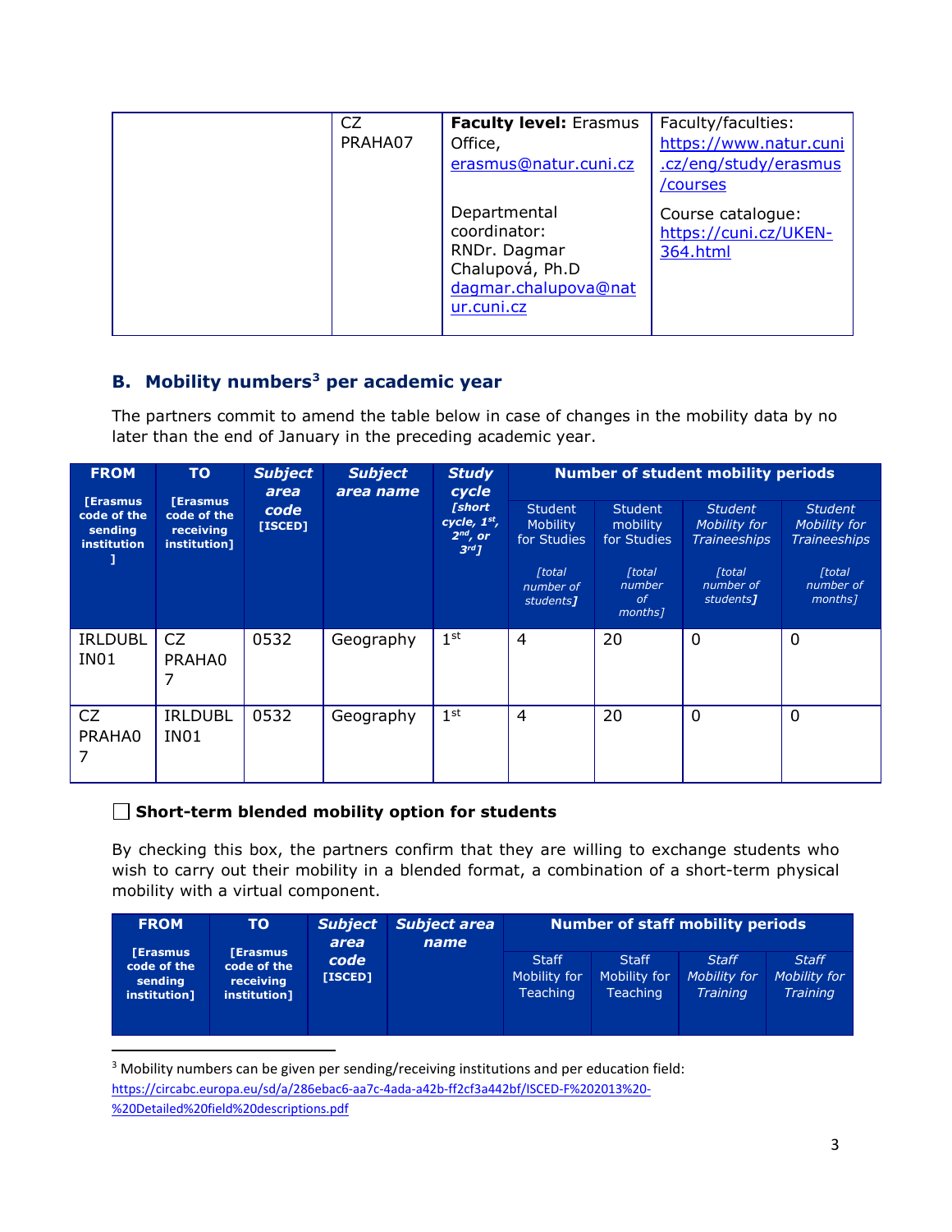| | CZ PRAHA07 | **Faculty level:** Erasmus Office, erasmus@natur.cuni.cz<br><br>Departmental coordinator: RNDr. Dagmar Chalupová, Ph.D dagmar.chalupova@natur.cuni.cz | Faculty/faculties: https://www.natur.cuni.cz/eng/study/erasmus/courses<br><br>Course catalogue: https://cuni.cz/UKEN-364.html |
|---|---|---|---|

## B. Mobility numbers[3] per academic year

The partners commit to amend the table below in case of changes in the mobility data by no later than the end of January in the preceding academic year.

| FROM [Erasmus code of the sending institution] | TO [Erasmus code of the receiving institution] | *Subject area code* [ISCED] | *Subject area name* | *Study cycle* *[short cycle, 1st, 2nd, or 3rd]* | Number of student mobility periods | | | |
|---|---|---|---|---|---|---|---|---|
| | | | | | Student Mobility for Studies *[total number of students]* | Student mobility for Studies *[total number of months]* | *Student Mobility for Traineeships* *[total number of students]* | *Student Mobility for Traineeships* *[total number of months]* |
| IRLDUBLIN01 | CZ PRAHA07 | 0532 | Geography | 1st | 4 | 20 | 0 | 0 |
| CZ PRAHA07 | IRLDUBLIN01 | 0532 | Geography | 1st | 4 | 20 | 0 | 0 |

☐ **Short-term blended mobility option for students**

By checking this box, the partners confirm that they are willing to exchange students who wish to carry out their mobility in a blended format, a combination of a short-term physical mobility with a virtual component.

| FROM [Erasmus code of the sending institution] | TO [Erasmus code of the receiving institution] | *Subject area code* [ISCED] | *Subject area name* | Number of staff mobility periods | | | |
|---|---|---|---|---|---|---|---|
| | | | | Staff Mobility for Teaching | Staff Mobility for Teaching | *Staff Mobility for Training* | *Staff Mobility for Training* |

[3] Mobility numbers can be given per sending/receiving institutions and per education field: https://circabc.europa.eu/sd/a/286ebac6-aa7c-4ada-a42b-ff2cf3a442bf/ISCED-F%202013%20-%20Detailed%20field%20descriptions.pdf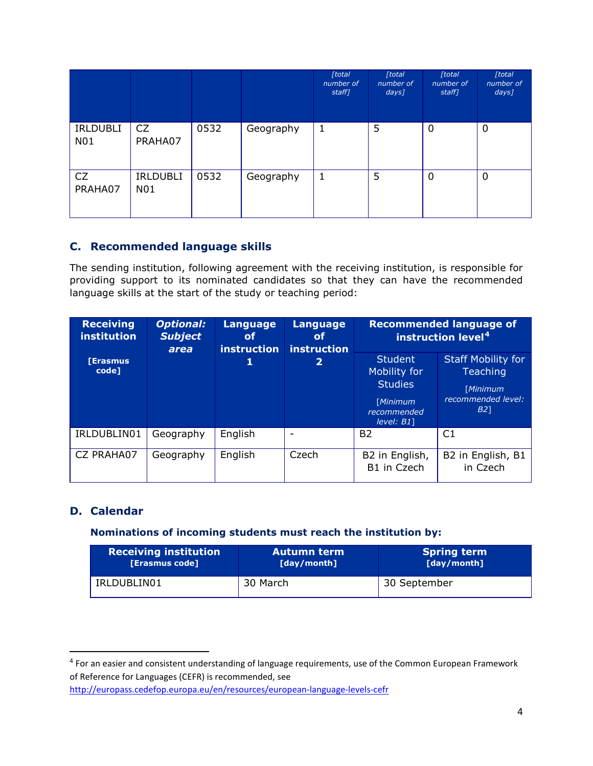| | | | | [total number of staff] | [total number of days] | [total number of staff] | [total number of days] |
|---|---|---|---|---|---|---|---|
| IRLDUBLIN01 | CZ PRAHA07 | 0532 | Geography | 1 | 5 | 0 | 0 |
| CZ PRAHA07 | IRLDUBLIN01 | 0532 | Geography | 1 | 5 | 0 | 0 |

## C. Recommended language skills

The sending institution, following agreement with the receiving institution, is responsible for providing support to its nominated candidates so that they can have the recommended language skills at the start of the study or teaching period:

| Receiving institution [Erasmus code] | *Optional: Subject area* | Language of instruction 1 | Language of instruction 2 | Recommended language of instruction level[4] | |
|---|---|---|---|---|---|
| | | | | Student Mobility for Studies [*Minimum recommended level: B1*] | Staff Mobility for Teaching [*Minimum recommended level: B2*] |
| IRLDUBLIN01 | Geography | English | - | B2 | C1 |
| CZ PRAHA07 | Geography | English | Czech | B2 in English, B1 in Czech | B2 in English, B1 in Czech |

## D. Calendar

**Nominations of incoming students must reach the institution by:**

| Receiving institution [Erasmus code] | Autumn term [day/month] | Spring term [day/month] |
|---|---|---|
| IRLDUBLIN01 | 30 March | 30 September |

[4] For an easier and consistent understanding of language requirements, use of the Common European Framework of Reference for Languages (CEFR) is recommended, see http://europass.cedefop.europa.eu/en/resources/european-language-levels-cefr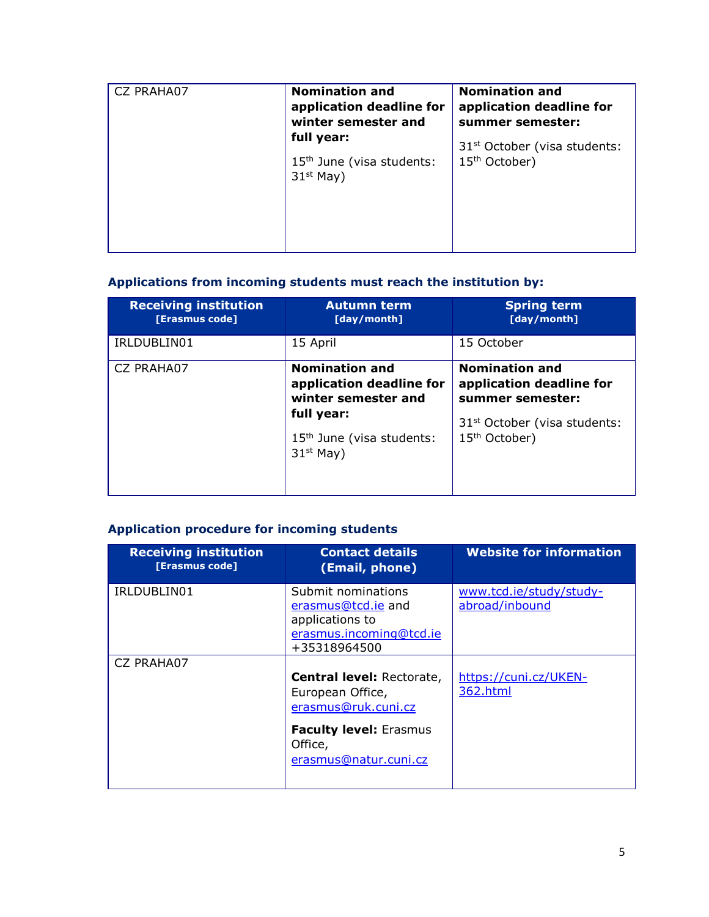| CZ PRAHA07 | **Nomination and application deadline for winter semester and full year:** 15th June (visa students: 31st May) | **Nomination and application deadline for summer semester:** 31st October (visa students: 15th October) |
|---|---|---|

### Applications from incoming students must reach the institution by:

| Receiving institution [Erasmus code] | Autumn term [day/month] | Spring term [day/month] |
|---|---|---|
| IRLDUBLIN01 | 15 April | 15 October |
| CZ PRAHA07 | **Nomination and application deadline for winter semester and full year:** 15th June (visa students: 31st May) | **Nomination and application deadline for summer semester:** 31st October (visa students: 15th October) |

### Application procedure for incoming students

| Receiving institution [Erasmus code] | Contact details (Email, phone) | Website for information |
|---|---|---|
| IRLDUBLIN01 | Submit nominations erasmus@tcd.ie and applications to erasmus.incoming@tcd.ie +35318964500 | www.tcd.ie/study/study-abroad/inbound |
| CZ PRAHA07 | **Central level:** Rectorate, European Office, erasmus@ruk.cuni.cz **Faculty level:** Erasmus Office, erasmus@natur.cuni.cz | https://cuni.cz/UKEN-362.html |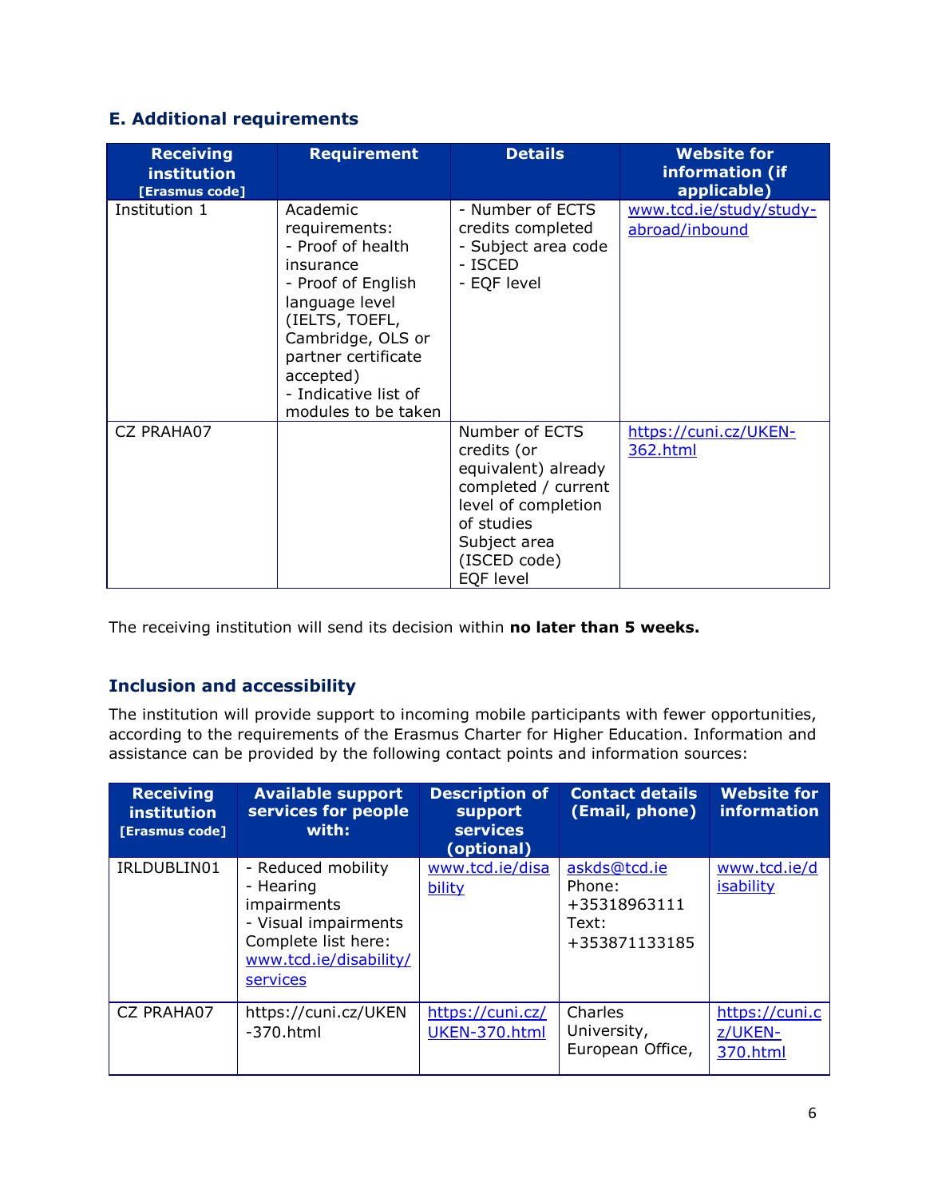## E. Additional requirements

| Receiving institution [Erasmus code] | Requirement | Details | Website for information (if applicable) |
|---|---|---|---|
| Institution 1 | Academic requirements:<br>- Proof of health insurance<br>- Proof of English language level (IELTS, TOEFL, Cambridge, OLS or partner certificate accepted)<br>- Indicative list of modules to be taken | - Number of ECTS credits completed<br>- Subject area code<br>- ISCED<br>- EQF level | www.tcd.ie/study/study-abroad/inbound |
| CZ PRAHA07 | | Number of ECTS credits (or equivalent) already completed / current level of completion of studies<br>Subject area (ISCED code)<br>EQF level | https://cuni.cz/UKEN-362.html |

The receiving institution will send its decision within **no later than 5 weeks.**

### Inclusion and accessibility

The institution will provide support to incoming mobile participants with fewer opportunities, according to the requirements of the Erasmus Charter for Higher Education. Information and assistance can be provided by the following contact points and information sources:

| Receiving institution [Erasmus code] | Available support services for people with: | Description of support services (optional) | Contact details (Email, phone) | Website for information |
|---|---|---|---|---|
| IRLDUBLIN01 | - Reduced mobility<br>- Hearing impairments<br>- Visual impairments<br>Complete list here: www.tcd.ie/disability/services | www.tcd.ie/disability | askds@tcd.ie<br>Phone: +35318963111<br>Text: +353871133185 | www.tcd.ie/disability |
| CZ PRAHA07 | https://cuni.cz/UKEN-370.html | https://cuni.cz/UKEN-370.html | Charles University, European Office, | https://cuni.cz/UKEN-370.html |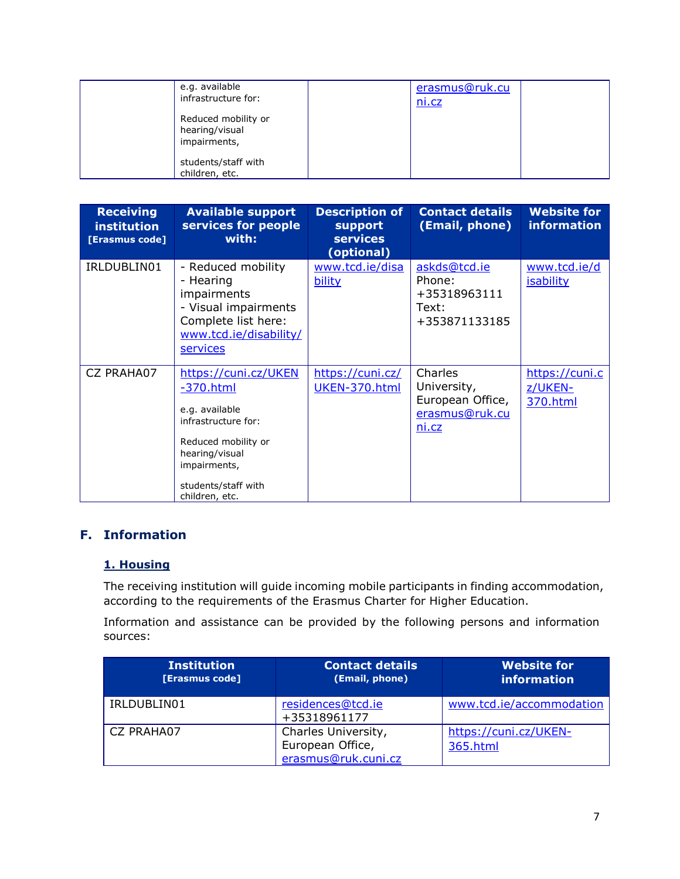|  | e.g. available infrastructure for:<br><br>Reduced mobility or hearing/visual impairments,<br><br>students/staff with children, etc. |  | erasmus@ruk.cuni.cz |  |
|---|---|---|---|---|

| Receiving institution [Erasmus code] | Available support services for people with: | Description of support services (optional) | Contact details (Email, phone) | Website for information |
|---|---|---|---|---|
| IRLDUBLIN01 | - Reduced mobility<br>- Hearing impairments<br>- Visual impairments<br>Complete list here: www.tcd.ie/disability/services | www.tcd.ie/disability | askds@tcd.ie<br>Phone: +35318963111<br>Text: +353871133185 | www.tcd.ie/disability |
| CZ PRAHA07 | https://cuni.cz/UKEN-370.html<br><br>e.g. available infrastructure for:<br><br>Reduced mobility or hearing/visual impairments,<br><br>students/staff with children, etc. | https://cuni.cz/UKEN-370.html | Charles University, European Office, erasmus@ruk.cuni.cz | https://cuni.cz/UKEN-370.html |

## F. Information

### 1. Housing

The receiving institution will guide incoming mobile participants in finding accommodation, according to the requirements of the Erasmus Charter for Higher Education.

Information and assistance can be provided by the following persons and information sources:

| Institution [Erasmus code] | Contact details (Email, phone) | Website for information |
|---|---|---|
| IRLDUBLIN01 | residences@tcd.ie<br>+35318961177 | www.tcd.ie/accommodation |
| CZ PRAHA07 | Charles University, European Office, erasmus@ruk.cuni.cz | https://cuni.cz/UKEN-365.html |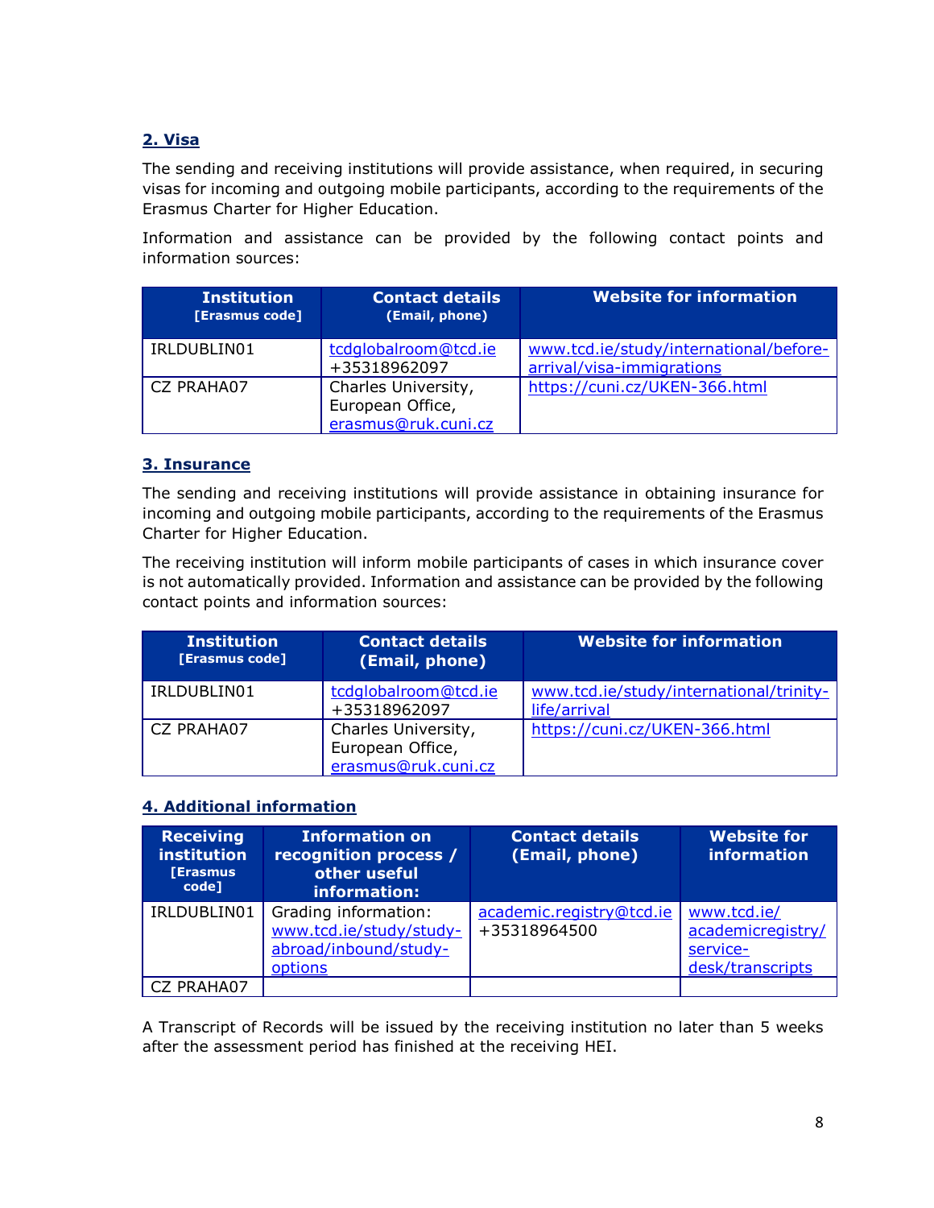## 2. Visa

The sending and receiving institutions will provide assistance, when required, in securing visas for incoming and outgoing mobile participants, according to the requirements of the Erasmus Charter for Higher Education.

Information and assistance can be provided by the following contact points and information sources:

| Institution [Erasmus code] | Contact details (Email, phone) | Website for information |
|---|---|---|
| IRLDUBLIN01 | tcdglobalroom@tcd.ie +35318962097 | www.tcd.ie/study/international/before-arrival/visa-immigrations |
| CZ PRAHA07 | Charles University, European Office, erasmus@ruk.cuni.cz | https://cuni.cz/UKEN-366.html |

## 3. Insurance

The sending and receiving institutions will provide assistance in obtaining insurance for incoming and outgoing mobile participants, according to the requirements of the Erasmus Charter for Higher Education.

The receiving institution will inform mobile participants of cases in which insurance cover is not automatically provided. Information and assistance can be provided by the following contact points and information sources:

| Institution [Erasmus code] | Contact details (Email, phone) | Website for information |
|---|---|---|
| IRLDUBLIN01 | tcdglobalroom@tcd.ie +35318962097 | www.tcd.ie/study/international/trinity-life/arrival |
| CZ PRAHA07 | Charles University, European Office, erasmus@ruk.cuni.cz | https://cuni.cz/UKEN-366.html |

## 4. Additional information

| Receiving institution [Erasmus code] | Information on recognition process / other useful information: | Contact details (Email, phone) | Website for information |
|---|---|---|---|
| IRLDUBLIN01 | Grading information: www.tcd.ie/study/study-abroad/inbound/study-options | academic.registry@tcd.ie +35318964500 | www.tcd.ie/academicregistry/service-desk/transcripts |
| CZ PRAHA07 | | | |

A Transcript of Records will be issued by the receiving institution no later than 5 weeks after the assessment period has finished at the receiving HEI.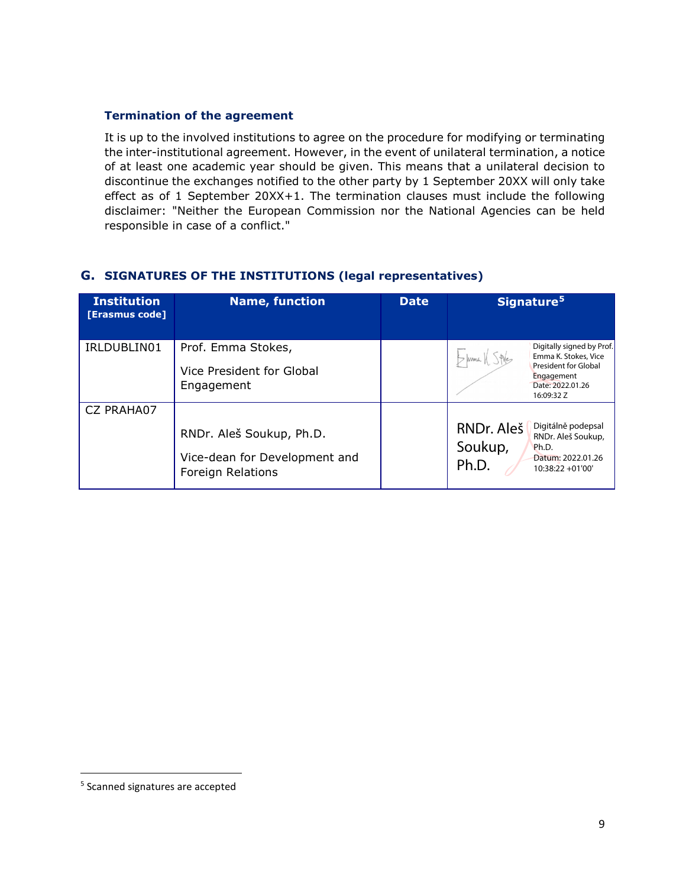### Termination of the agreement

It is up to the involved institutions to agree on the procedure for modifying or terminating the inter-institutional agreement. However, in the event of unilateral termination, a notice of at least one academic year should be given. This means that a unilateral decision to discontinue the exchanges notified to the other party by 1 September 20XX will only take effect as of 1 September 20XX+1. The termination clauses must include the following disclaimer: "Neither the European Commission nor the National Agencies can be held responsible in case of a conflict."

## G. SIGNATURES OF THE INSTITUTIONS (legal representatives)

| Institution [Erasmus code] | Name, function | Date | Signature[5] |
|---|---|---|---|
| IRLDUBLIN01 | Prof. Emma Stokes, Vice President for Global Engagement | | Emma K. Stokes — Digitally signed by Prof. Emma K. Stokes, Vice President for Global Engagement Date: 2022.01.26 16:09:32 Z |
| CZ PRAHA07 | RNDr. Aleš Soukup, Ph.D. Vice-dean for Development and Foreign Relations | | RNDr. Aleš Soukup, Ph.D. — Digitálně podepsal RNDr. Aleš Soukup, Ph.D. Datum: 2022.01.26 10:38:22 +01'00' |

[5] Scanned signatures are accepted